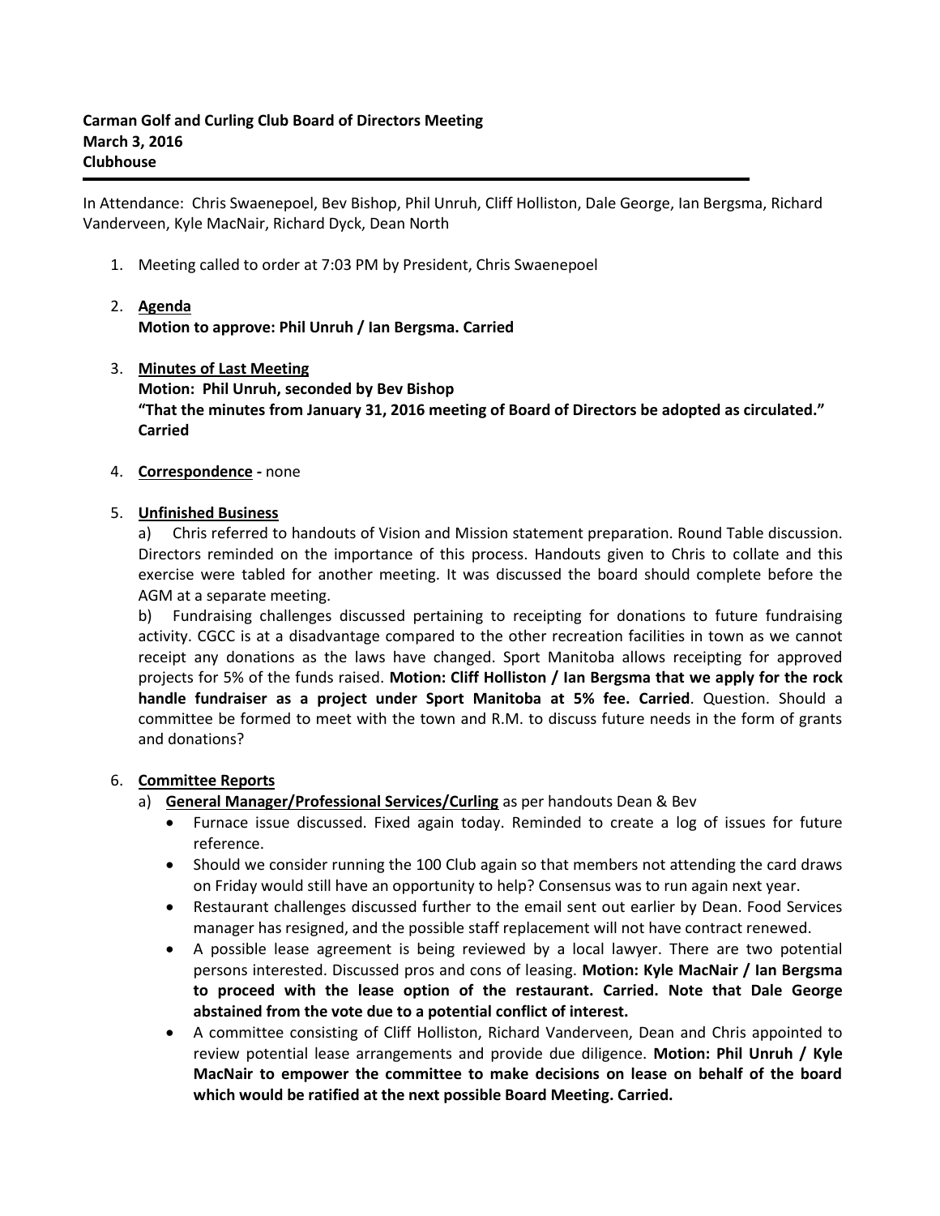**Carman Golf and Curling Club Board of Directors Meeting**
**March 3, 2016**
**Clubhouse**

---

In Attendance: Chris Swaenepoel, Bev Bishop, Phil Unruh, Cliff Holliston, Dale George, Ian Bergsma, Richard Vanderveen, Kyle MacNair, Richard Dyck, Dean North

1. Meeting called to order at 7:03 PM by President, Chris Swaenepoel

2. **Agenda**
   **Motion to approve: Phil Unruh / Ian Bergsma. Carried**

3. **Minutes of Last Meeting**
   **Motion: Phil Unruh, seconded by Bev Bishop**
   **"That the minutes from January 31, 2016 meeting of Board of Directors be adopted as circulated." Carried**

4. **Correspondence -** none

5. **Unfinished Business**

   a) Chris referred to handouts of Vision and Mission statement preparation. Round Table discussion. Directors reminded on the importance of this process. Handouts given to Chris to collate and this exercise were tabled for another meeting. It was discussed the board should complete before the AGM at a separate meeting.

   b) Fundraising challenges discussed pertaining to receipting for donations to future fundraising activity. CGCC is at a disadvantage compared to the other recreation facilities in town as we cannot receipt any donations as the laws have changed. Sport Manitoba allows receipting for approved projects for 5% of the funds raised. **Motion: Cliff Holliston / Ian Bergsma that we apply for the rock handle fundraiser as a project under Sport Manitoba at 5% fee. Carried**. Question. Should a committee be formed to meet with the town and R.M. to discuss future needs in the form of grants and donations?

6. **Committee Reports**

   a) **General Manager/Professional Services/Curling** as per handouts Dean & Bev
   - Furnace issue discussed. Fixed again today. Reminded to create a log of issues for future reference.
   - Should we consider running the 100 Club again so that members not attending the card draws on Friday would still have an opportunity to help? Consensus was to run again next year.
   - Restaurant challenges discussed further to the email sent out earlier by Dean. Food Services manager has resigned, and the possible staff replacement will not have contract renewed.
   - A possible lease agreement is being reviewed by a local lawyer. There are two potential persons interested. Discussed pros and cons of leasing. **Motion: Kyle MacNair / Ian Bergsma to proceed with the lease option of the restaurant. Carried. Note that Dale George abstained from the vote due to a potential conflict of interest.**
   - A committee consisting of Cliff Holliston, Richard Vanderveen, Dean and Chris appointed to review potential lease arrangements and provide due diligence. **Motion: Phil Unruh / Kyle MacNair to empower the committee to make decisions on lease on behalf of the board which would be ratified at the next possible Board Meeting. Carried.**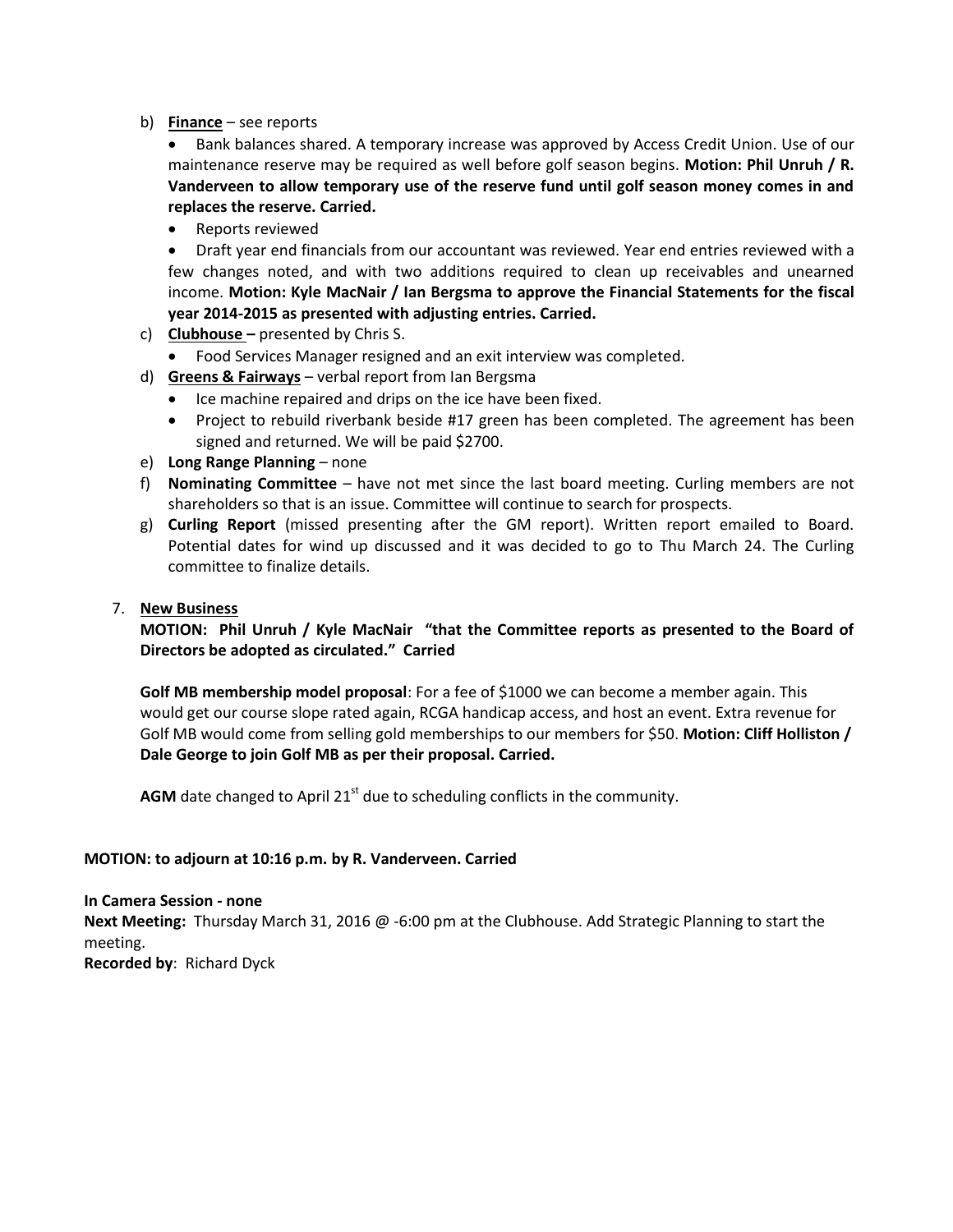b) **Finance** – see reports

- Bank balances shared. A temporary increase was approved by Access Credit Union. Use of our maintenance reserve may be required as well before golf season begins. **Motion: Phil Unruh / R. Vanderveen to allow temporary use of the reserve fund until golf season money comes in and replaces the reserve. Carried.**
- Reports reviewed
- Draft year end financials from our accountant was reviewed. Year end entries reviewed with a few changes noted, and with two additions required to clean up receivables and unearned income. **Motion: Kyle MacNair / Ian Bergsma to approve the Financial Statements for the fiscal year 2014-2015 as presented with adjusting entries. Carried.**

c) **Clubhouse –** presented by Chris S.

- Food Services Manager resigned and an exit interview was completed.

d) **Greens & Fairways** – verbal report from Ian Bergsma

- Ice machine repaired and drips on the ice have been fixed.
- Project to rebuild riverbank beside #17 green has been completed. The agreement has been signed and returned. We will be paid $2700.

e) **Long Range Planning** – none

f) **Nominating Committee** – have not met since the last board meeting. Curling members are not shareholders so that is an issue. Committee will continue to search for prospects.

g) **Curling Report** (missed presenting after the GM report). Written report emailed to Board. Potential dates for wind up discussed and it was decided to go to Thu March 24. The Curling committee to finalize details.

7. **New Business**

**MOTION: Phil Unruh / Kyle MacNair "that the Committee reports as presented to the Board of Directors be adopted as circulated." Carried**

**Golf MB membership model proposal**: For a fee of $1000 we can become a member again. This would get our course slope rated again, RCGA handicap access, and host an event. Extra revenue for Golf MB would come from selling gold memberships to our members for $50. **Motion: Cliff Holliston / Dale George to join Golf MB as per their proposal. Carried.**

**AGM** date changed to April 21st due to scheduling conflicts in the community.

**MOTION: to adjourn at 10:16 p.m. by R. Vanderveen. Carried**

**In Camera Session - none**

**Next Meeting:** Thursday March 31, 2016 @ -6:00 pm at the Clubhouse. Add Strategic Planning to start the meeting.

**Recorded by**: Richard Dyck